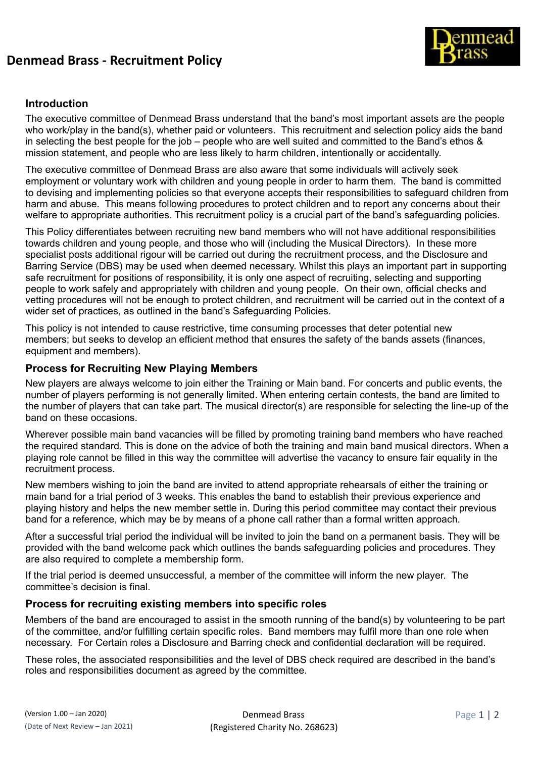# Denmead Brass - Recruitment Policy

## Introduction

The executive committee of Denmead Brass understand that the band's most important assets are the people who work/play in the band(s), whether paid or volunteers. This recruitment and selection policy aids the band in selecting the best people for the job – people who are well suited and committed to the Band's ethos & mission statement, and people who are less likely to harm children, intentionally or accidentally.

The executive committee of Denmead Brass are also aware that some individuals will actively seek employment or voluntary work with children and young people in order to harm them. The band is committed to devising and implementing policies so that everyone accepts their responsibilities to safeguard children from harm and abuse. This means following procedures to protect children and to report any concerns about their welfare to appropriate authorities. This recruitment policy is a crucial part of the band's safeguarding policies.

This Policy differentiates between recruiting new band members who will not have additional responsibilities towards children and young people, and those who will (including the Musical Directors). In these more specialist posts additional rigour will be carried out during the recruitment process, and the Disclosure and Barring Service (DBS) may be used when deemed necessary. Whilst this plays an important part in supporting safe recruitment for positions of responsibility, it is only one aspect of recruiting, selecting and supporting people to work safely and appropriately with children and young people. On their own, official checks and vetting procedures will not be enough to protect children, and recruitment will be carried out in the context of a wider set of practices, as outlined in the band's Safeguarding Policies.

This policy is not intended to cause restrictive, time consuming processes that deter potential new members; but seeks to develop an efficient method that ensures the safety of the bands assets (finances, equipment and members).

## Process for Recruiting New Playing Members

New players are always welcome to join either the Training or Main band. For concerts and public events, the number of players performing is not generally limited. When entering certain contests, the band are limited to the number of players that can take part. The musical director(s) are responsible for selecting the line-up of the band on these occasions.

Wherever possible main band vacancies will be filled by promoting training band members who have reached the required standard. This is done on the advice of both the training and main band musical directors. When a playing role cannot be filled in this way the committee will advertise the vacancy to ensure fair equality in the recruitment process.

New members wishing to join the band are invited to attend appropriate rehearsals of either the training or main band for a trial period of 3 weeks. This enables the band to establish their previous experience and playing history and helps the new member settle in. During this period committee may contact their previous band for a reference, which may be by means of a phone call rather than a formal written approach.

After a successful trial period the individual will be invited to join the band on a permanent basis. They will be provided with the band welcome pack which outlines the bands safeguarding policies and procedures. They are also required to complete a membership form.

If the trial period is deemed unsuccessful, a member of the committee will inform the new player. The committee's decision is final.

## Process for recruiting existing members into specific roles

Members of the band are encouraged to assist in the smooth running of the band(s) by volunteering to be part of the committee, and/or fulfilling certain specific roles. Band members may fulfil more than one role when necessary. For Certain roles a Disclosure and Barring check and confidential declaration will be required.

These roles, the associated responsibilities and the level of DBS check required are described in the band's roles and responsibilities document as agreed by the committee.

(Version 1.00 – Jan 2020)
(Date of Next Review – Jan 2021)

Denmead Brass
(Registered Charity No. 268623)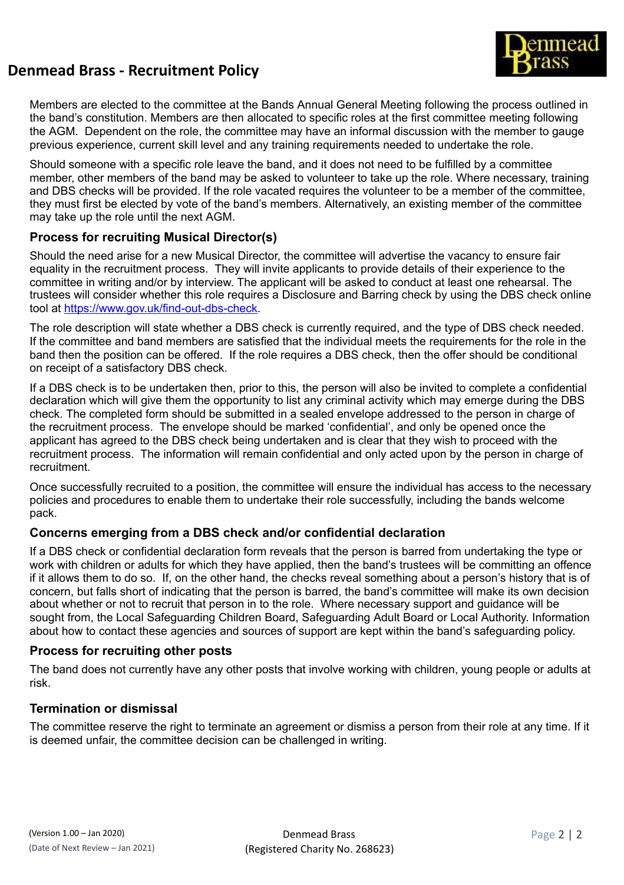Members are elected to the committee at the Bands Annual General Meeting following the process outlined in the band's constitution. Members are then allocated to specific roles at the first committee meeting following the AGM. Dependent on the role, the committee may have an informal discussion with the member to gauge previous experience, current skill level and any training requirements needed to undertake the role.

Should someone with a specific role leave the band, and it does not need to be fulfilled by a committee member, other members of the band may be asked to volunteer to take up the role. Where necessary, training and DBS checks will be provided. If the role vacated requires the volunteer to be a member of the committee, they must first be elected by vote of the band's members. Alternatively, an existing member of the committee may take up the role until the next AGM.

### Process for recruiting Musical Director(s)

Should the need arise for a new Musical Director, the committee will advertise the vacancy to ensure fair equality in the recruitment process. They will invite applicants to provide details of their experience to the committee in writing and/or by interview. The applicant will be asked to conduct at least one rehearsal. The trustees will consider whether this role requires a Disclosure and Barring check by using the DBS check online tool at [https://www.gov.uk/find-out-dbs-check](https://www.gov.uk/find-out-dbs-check).

The role description will state whether a DBS check is currently required, and the type of DBS check needed. If the committee and band members are satisfied that the individual meets the requirements for the role in the band then the position can be offered. If the role requires a DBS check, then the offer should be conditional on receipt of a satisfactory DBS check.

If a DBS check is to be undertaken then, prior to this, the person will also be invited to complete a confidential declaration which will give them the opportunity to list any criminal activity which may emerge during the DBS check. The completed form should be submitted in a sealed envelope addressed to the person in charge of the recruitment process. The envelope should be marked 'confidential', and only be opened once the applicant has agreed to the DBS check being undertaken and is clear that they wish to proceed with the recruitment process. The information will remain confidential and only acted upon by the person in charge of recruitment.

Once successfully recruited to a position, the committee will ensure the individual has access to the necessary policies and procedures to enable them to undertake their role successfully, including the bands welcome pack.

### Concerns emerging from a DBS check and/or confidential declaration

If a DBS check or confidential declaration form reveals that the person is barred from undertaking the type or work with children or adults for which they have applied, then the band's trustees will be committing an offence if it allows them to do so. If, on the other hand, the checks reveal something about a person's history that is of concern, but falls short of indicating that the person is barred, the band's committee will make its own decision about whether or not to recruit that person in to the role. Where necessary support and guidance will be sought from, the Local Safeguarding Children Board, Safeguarding Adult Board or Local Authority. Information about how to contact these agencies and sources of support are kept within the band's safeguarding policy.

### Process for recruiting other posts

The band does not currently have any other posts that involve working with children, young people or adults at risk.

### Termination or dismissal

The committee reserve the right to terminate an agreement or dismiss a person from their role at any time. If it is deemed unfair, the committee decision can be challenged in writing.

(Version 1.00 – Jan 2020)
(Date of Next Review – Jan 2021)

Denmead Brass
(Registered Charity No. 268623)